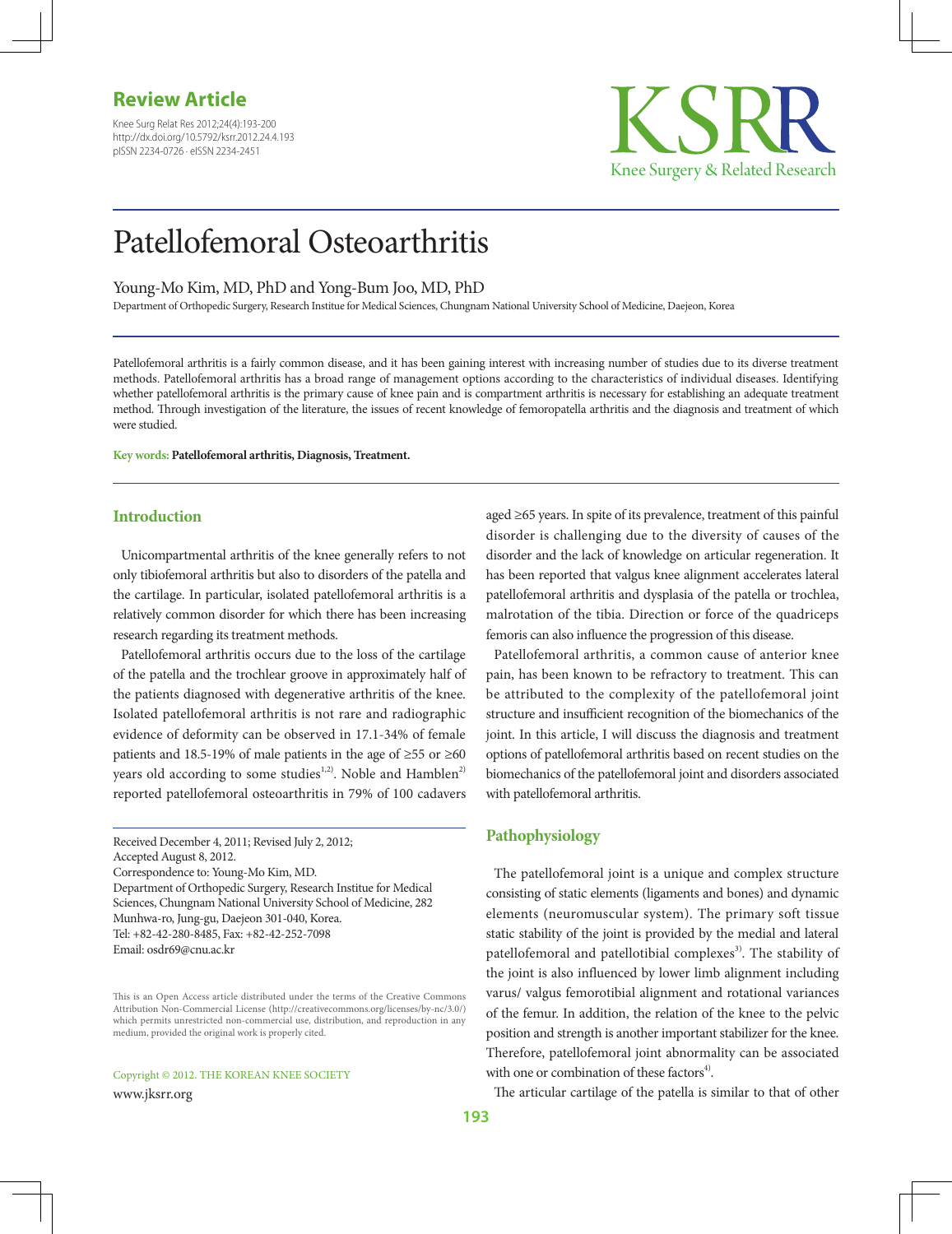Review Article

Knee Surg Relat Res 2012;24(4):193-200
http://dx.doi.org/10.5792/ksrr.2012.24.4.193
pISSN 2234-0726 · eISSN 2234-2451

KSRR Knee Surgery & Related Research

# Patellofemoral Osteoarthritis

Young-Mo Kim, MD, PhD and Yong-Bum Joo, MD, PhD

Department of Orthopedic Surgery, Research Institue for Medical Sciences, Chungnam National University School of Medicine, Daejeon, Korea

Patellofemoral arthritis is a fairly common disease, and it has been gaining interest with increasing number of studies due to its diverse treatment methods. Patellofemoral arthritis has a broad range of management options according to the characteristics of individual diseases. Identifying whether patellofemoral arthritis is the primary cause of knee pain and is compartment arthritis is necessary for establishing an adequate treatment method. Through investigation of the literature, the issues of recent knowledge of femoropatella arthritis and the diagnosis and treatment of which were studied.

**Key words: Patellofemoral arthritis, Diagnosis, Treatment.**

## Introduction

Unicompartmental arthritis of the knee generally refers to not only tibiofemoral arthritis but also to disorders of the patella and the cartilage. In particular, isolated patellofemoral arthritis is a relatively common disorder for which there has been increasing research regarding its treatment methods.

Patellofemoral arthritis occurs due to the loss of the cartilage of the patella and the trochlear groove in approximately half of the patients diagnosed with degenerative arthritis of the knee. Isolated patellofemoral arthritis is not rare and radiographic evidence of deformity can be observed in 17.1-34% of female patients and 18.5-19% of male patients in the age of ≥55 or ≥60 years old according to some studies[1,2]. Noble and Hamblen[2] reported patellofemoral osteoarthritis in 79% of 100 cadavers aged ≥65 years. In spite of its prevalence, treatment of this painful disorder is challenging due to the diversity of causes of the disorder and the lack of knowledge on articular regeneration. It has been reported that valgus knee alignment accelerates lateral patellofemoral arthritis and dysplasia of the patella or trochlea, malrotation of the tibia. Direction or force of the quadriceps femoris can also influence the progression of this disease.

Patellofemoral arthritis, a common cause of anterior knee pain, has been known to be refractory to treatment. This can be attributed to the complexity of the patellofemoral joint structure and insufficient recognition of the biomechanics of the joint. In this article, I will discuss the diagnosis and treatment options of patellofemoral arthritis based on recent studies on the biomechanics of the patellofemoral joint and disorders associated with patellofemoral arthritis.

## Pathophysiology

The patellofemoral joint is a unique and complex structure consisting of static elements (ligaments and bones) and dynamic elements (neuromuscular system). The primary soft tissue static stability of the joint is provided by the medial and lateral patellofemoral and patellotibial complexes[3]. The stability of the joint is also influenced by lower limb alignment including varus/ valgus femorotibial alignment and rotational variances of the femur. In addition, the relation of the knee to the pelvic position and strength is another important stabilizer for the knee. Therefore, patellofemoral joint abnormality can be associated with one or combination of these factors[4].

The articular cartilage of the patella is similar to that of other

Received December 4, 2011; Revised July 2, 2012;
Accepted August 8, 2012.
Correspondence to: Young-Mo Kim, MD.
Department of Orthopedic Surgery, Research Institue for Medical Sciences, Chungnam National University School of Medicine, 282 Munhwa-ro, Jung-gu, Daejeon 301-040, Korea.
Tel: +82-42-280-8485, Fax: +82-42-252-7098
Email: osdr69@cnu.ac.kr

This is an Open Access article distributed under the terms of the Creative Commons Attribution Non-Commercial License (http://creativecommons.org/licenses/by-nc/3.0/) which permits unrestricted non-commercial use, distribution, and reproduction in any medium, provided the original work is properly cited.

Copyright © 2012. THE KOREAN KNEE SOCIETY
www.jksrr.org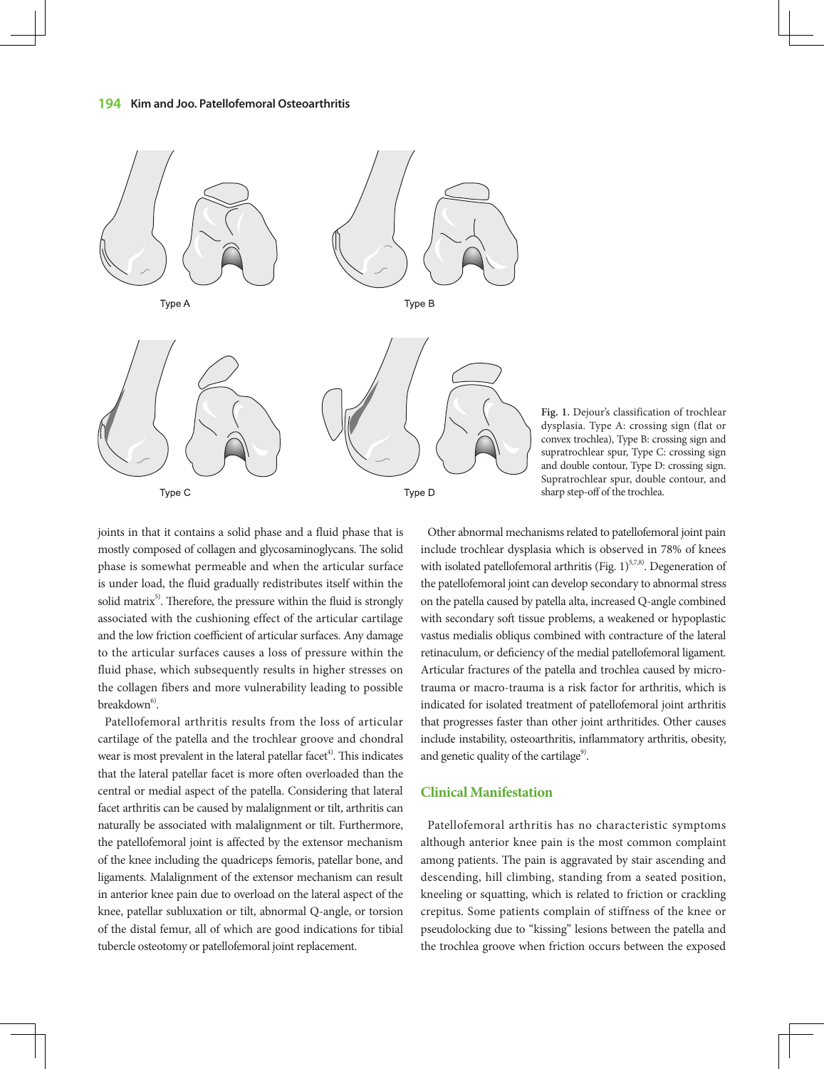Type A

Type B

Type C

Type D

**Fig. 1.** Dejour's classification of trochlear dysplasia. Type A: crossing sign (flat or convex trochlea), Type B: crossing sign and supratrochlear spur, Type C: crossing sign and double contour, Type D: crossing sign. Supratrochlear spur, double contour, and sharp step-off of the trochlea.

joints in that it contains a solid phase and a fluid phase that is mostly composed of collagen and glycosaminoglycans. The solid phase is somewhat permeable and when the articular surface is under load, the fluid gradually redistributes itself within the solid matrix[5]. Therefore, the pressure within the fluid is strongly associated with the cushioning effect of the articular cartilage and the low friction coefficient of articular surfaces. Any damage to the articular surfaces causes a loss of pressure within the fluid phase, which subsequently results in higher stresses on the collagen fibers and more vulnerability leading to possible breakdown[6].

Patellofemoral arthritis results from the loss of articular cartilage of the patella and the trochlear groove and chondral wear is most prevalent in the lateral patellar facet[4]. This indicates that the lateral patellar facet is more often overloaded than the central or medial aspect of the patella. Considering that lateral facet arthritis can be caused by malalignment or tilt, arthritis can naturally be associated with malalignment or tilt. Furthermore, the patellofemoral joint is affected by the extensor mechanism of the knee including the quadriceps femoris, patellar bone, and ligaments. Malalignment of the extensor mechanism can result in anterior knee pain due to overload on the lateral aspect of the knee, patellar subluxation or tilt, abnormal Q-angle, or torsion of the distal femur, all of which are good indications for tibial tubercle osteotomy or patellofemoral joint replacement.

Other abnormal mechanisms related to patellofemoral joint pain include trochlear dysplasia which is observed in 78% of knees with isolated patellofemoral arthritis (Fig. 1)[5,7,8]. Degeneration of the patellofemoral joint can develop secondary to abnormal stress on the patella caused by patella alta, increased Q-angle combined with secondary soft tissue problems, a weakened or hypoplastic vastus medialis obliquus combined with contracture of the lateral retinaculum, or deficiency of the medial patellofemoral ligament. Articular fractures of the patella and trochlea caused by micro-trauma or macro-trauma is a risk factor for arthritis, which is indicated for isolated treatment of patellofemoral joint arthritis that progresses faster than other joint arthritides. Other causes include instability, osteoarthritis, inflammatory arthritis, obesity, and genetic quality of the cartilage[9].

## Clinical Manifestation

Patellofemoral arthritis has no characteristic symptoms although anterior knee pain is the most common complaint among patients. The pain is aggravated by stair ascending and descending, hill climbing, standing from a seated position, kneeling or squatting, which is related to friction or crackling crepitus. Some patients complain of stiffness of the knee or pseudolocking due to "kissing" lesions between the patella and the trochlea groove when friction occurs between the exposed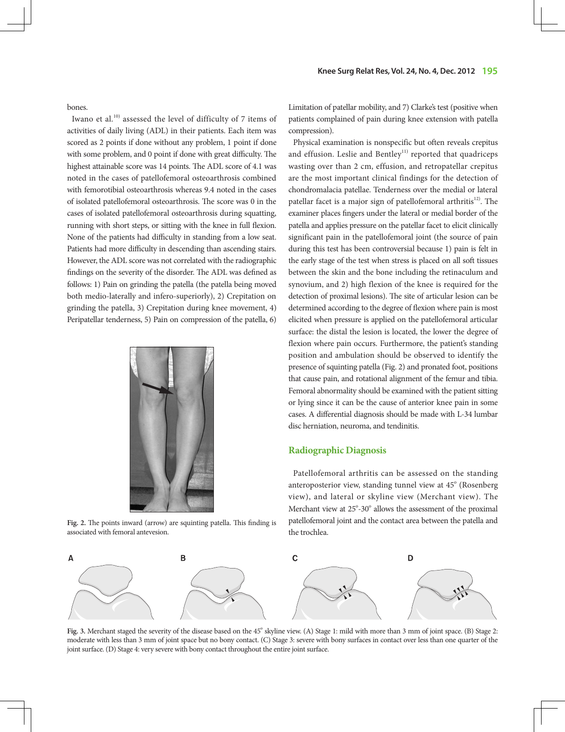bones.

Iwano et al.[10] assessed the level of difficulty of 7 items of activities of daily living (ADL) in their patients. Each item was scored as 2 points if done without any problem, 1 point if done with some problem, and 0 point if done with great difficulty. The highest attainable score was 14 points. The ADL score of 4.1 was noted in the cases of patellofemoral osteoarthrosis combined with femorotibial osteoarthrosis whereas 9.4 noted in the cases of isolated patellofemoral osteoarthrosis. The score was 0 in the cases of isolated patellofemoral osteoarthrosis during squatting, running with short steps, or sitting with the knee in full flexion. None of the patients had difficulty in standing from a low seat. Patients had more difficulty in descending than ascending stairs. However, the ADL score was not correlated with the radiographic findings on the severity of the disorder. The ADL was defined as follows: 1) Pain on grinding the patella (the patella being moved both medio-laterally and infero-superiorly), 2) Crepitation on grinding the patella, 3) Crepitation during knee movement, 4) Peripatellar tenderness, 5) Pain on compression of the patella, 6) Limitation of patellar mobility, and 7) Clarke's test (positive when patients complained of pain during knee extension with patella compression).

Fig. 2. The points inward (arrow) are squinting patella. This finding is associated with femoral antevesion.

Physical examination is nonspecific but often reveals crepitus and effusion. Leslie and Bentley[11] reported that quadriceps wasting over than 2 cm, effusion, and retropatellar crepitus are the most important clinical findings for the detection of chondromalacia patellae. Tenderness over the medial or lateral patellar facet is a major sign of patellofemoral arthritis[12]. The examiner places fingers under the lateral or medial border of the patella and applies pressure on the patellar facet to elicit clinically significant pain in the patellofemoral joint (the source of pain during this test has been controversial because 1) pain is felt in the early stage of the test when stress is placed on all soft tissues between the skin and the bone including the retinaculum and synovium, and 2) high flexion of the knee is required for the detection of proximal lesions). The site of articular lesion can be determined according to the degree of flexion where pain is most elicited when pressure is applied on the patellofemoral articular surface: the distal the lesion is located, the lower the degree of flexion where pain occurs. Furthermore, the patient's standing position and ambulation should be observed to identify the presence of squinting patella (Fig. 2) and pronated foot, positions that cause pain, and rotational alignment of the femur and tibia. Femoral abnormality should be examined with the patient sitting or lying since it can be the cause of anterior knee pain in some cases. A differential diagnosis should be made with L-34 lumbar disc herniation, neuroma, and tendinitis.

## Radiographic Diagnosis

Patellofemoral arthritis can be assessed on the standing anteroposterior view, standing tunnel view at 45° (Rosenberg view), and lateral or skyline view (Merchant view). The Merchant view at 25°-30° allows the assessment of the proximal patellofemoral joint and the contact area between the patella and the trochlea.

Fig. 3. Merchant staged the severity of the disease based on the 45° skyline view. (A) Stage 1: mild with more than 3 mm of joint space. (B) Stage 2: moderate with less than 3 mm of joint space but no bony contact. (C) Stage 3: severe with bony surfaces in contact over less than one quarter of the joint surface. (D) Stage 4: very severe with bony contact throughout the entire joint surface.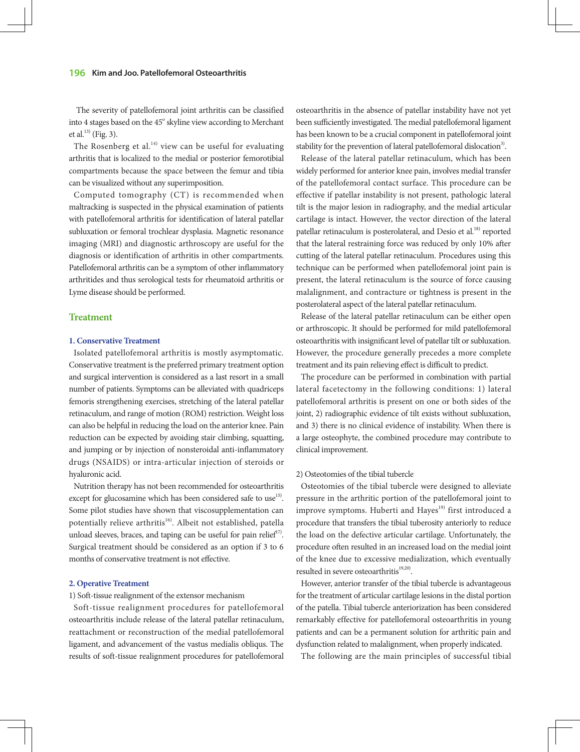The severity of patellofemoral joint arthritis can be classified into 4 stages based on the 45° skyline view according to Merchant et al.[13] (Fig. 3).

The Rosenberg et al.[14] view can be useful for evaluating arthritis that is localized to the medial or posterior femorotibial compartments because the space between the femur and tibia can be visualized without any superimposition.

Computed tomography (CT) is recommended when maltracking is suspected in the physical examination of patients with patellofemoral arthritis for identification of lateral patellar subluxation or femoral trochlear dysplasia. Magnetic resonance imaging (MRI) and diagnostic arthroscopy are useful for the diagnosis or identification of arthritis in other compartments. Patellofemoral arthritis can be a symptom of other inflammatory arthritides and thus serological tests for rheumatoid arthritis or Lyme disease should be performed.

## Treatment

### 1. Conservative Treatment

Isolated patellofemoral arthritis is mostly asymptomatic. Conservative treatment is the preferred primary treatment option and surgical intervention is considered as a last resort in a small number of patients. Symptoms can be alleviated with quadriceps femoris strengthening exercises, stretching of the lateral patellar retinaculum, and range of motion (ROM) restriction. Weight loss can also be helpful in reducing the load on the anterior knee. Pain reduction can be expected by avoiding stair climbing, squatting, and jumping or by injection of nonsteroidal anti-inflammatory drugs (NSAIDS) or intra-articular injection of steroids or hyaluronic acid.

Nutrition therapy has not been recommended for osteoarthritis except for glucosamine which has been considered safe to use[15]. Some pilot studies have shown that viscosupplementation can potentially relieve arthritis[16]. Albeit not established, patella unload sleeves, braces, and taping can be useful for pain relief[17]. Surgical treatment should be considered as an option if 3 to 6 months of conservative treatment is not effective.

### 2. Operative Treatment

1) Soft-tissue realignment of the extensor mechanism

Soft-tissue realignment procedures for patellofemoral osteoarthritis include release of the lateral patellar retinaculum, reattachment or reconstruction of the medial patellofemoral ligament, and advancement of the vastus medialis obliquus. The results of soft-tissue realignment procedures for patellofemoral osteoarthritis in the absence of patellar instability have not yet been sufficiently investigated. The medial patellofemoral ligament has been known to be a crucial component in patellofemoral joint stability for the prevention of lateral patellofemoral dislocation[3].

Release of the lateral patellar retinaculum, which has been widely performed for anterior knee pain, involves medial transfer of the patellofemoral contact surface. This procedure can be effective if patellar instability is not present, pathologic lateral tilt is the major lesion in radiography, and the medial articular cartilage is intact. However, the vector direction of the lateral patellar retinaculum is posterolateral, and Desio et al.[18] reported that the lateral restraining force was reduced by only 10% after cutting of the lateral patellar retinaculum. Procedures using this technique can be performed when patellofemoral joint pain is present, the lateral retinaculum is the source of force causing malalignment, and contracture or tightness is present in the posterolateral aspect of the lateral patellar retinaculum.

Release of the lateral patellar retinaculum can be either open or arthroscopic. It should be performed for mild patellofemoral osteoarthritis with insignificant level of patellar tilt or subluxation. However, the procedure generally precedes a more complete treatment and its pain relieving effect is difficult to predict.

The procedure can be performed in combination with partial lateral facetectomy in the following conditions: 1) lateral patellofemoral arthritis is present on one or both sides of the joint, 2) radiographic evidence of tilt exists without subluxation, and 3) there is no clinical evidence of instability. When there is a large osteophyte, the combined procedure may contribute to clinical improvement.

2) Osteotomies of the tibial tubercle

Osteotomies of the tibial tubercle were designed to alleviate pressure in the arthritic portion of the patellofemoral joint to improve symptoms. Huberti and Hayes[19] first introduced a procedure that transfers the tibial tuberosity anteriorly to reduce the load on the defective articular cartilage. Unfortunately, the procedure often resulted in an increased load on the medial joint of the knee due to excessive medialization, which eventually resulted in severe osteoarthritis[19,20].

However, anterior transfer of the tibial tubercle is advantageous for the treatment of articular cartilage lesions in the distal portion of the patella. Tibial tubercle anteriorization has been considered remarkably effective for patellofemoral osteoarthritis in young patients and can be a permanent solution for arthritic pain and dysfunction related to malalignment, when properly indicated.

The following are the main principles of successful tibial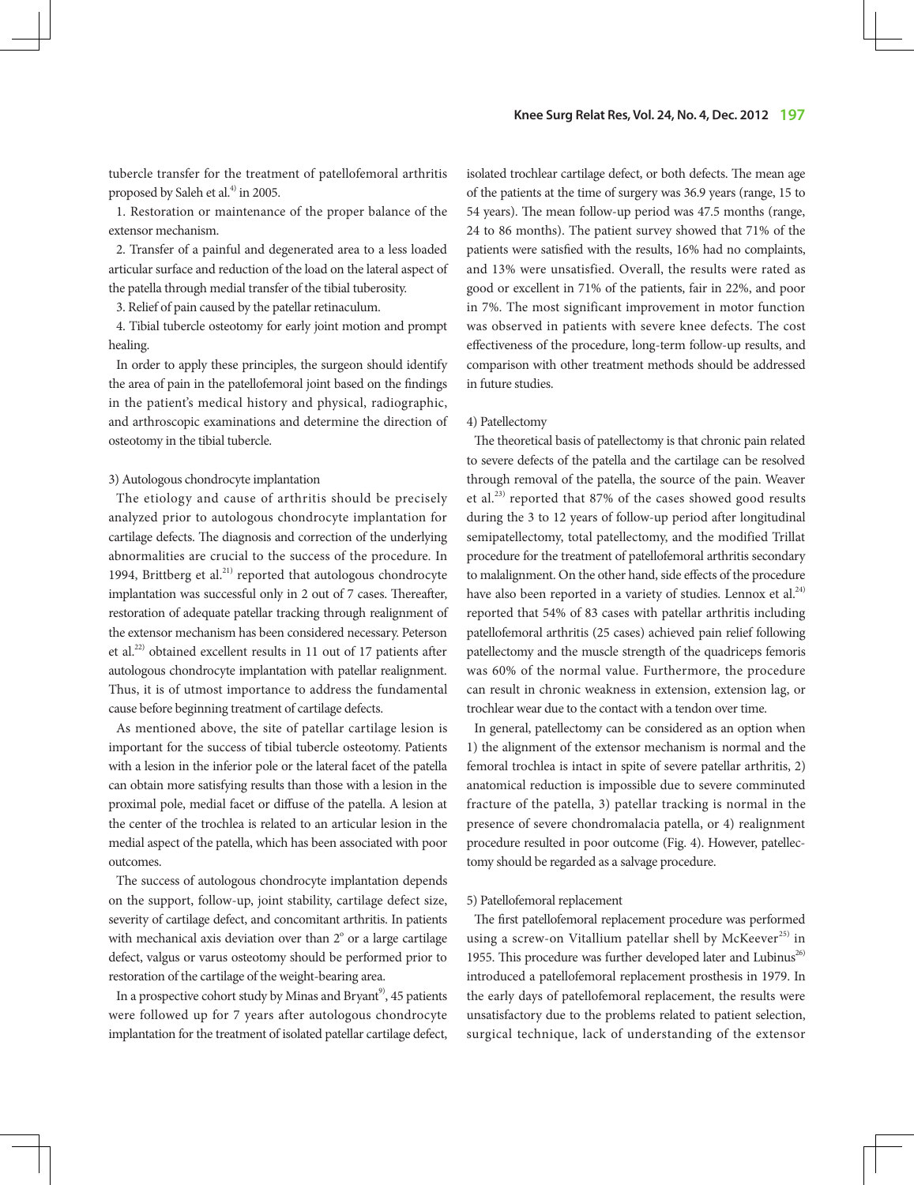tubercle transfer for the treatment of patellofemoral arthritis proposed by Saleh et al.[4] in 2005.

1. Restoration or maintenance of the proper balance of the extensor mechanism.

2. Transfer of a painful and degenerated area to a less loaded articular surface and reduction of the load on the lateral aspect of the patella through medial transfer of the tibial tuberosity.

3. Relief of pain caused by the patellar retinaculum.

4. Tibial tubercle osteotomy for early joint motion and prompt healing.

In order to apply these principles, the surgeon should identify the area of pain in the patellofemoral joint based on the findings in the patient's medical history and physical, radiographic, and arthroscopic examinations and determine the direction of osteotomy in the tibial tubercle.

#### 3) Autologous chondrocyte implantation

The etiology and cause of arthritis should be precisely analyzed prior to autologous chondrocyte implantation for cartilage defects. The diagnosis and correction of the underlying abnormalities are crucial to the success of the procedure. In 1994, Brittberg et al.[21] reported that autologous chondrocyte implantation was successful only in 2 out of 7 cases. Thereafter, restoration of adequate patellar tracking through realignment of the extensor mechanism has been considered necessary. Peterson et al.[22] obtained excellent results in 11 out of 17 patients after autologous chondrocyte implantation with patellar realignment. Thus, it is of utmost importance to address the fundamental cause before beginning treatment of cartilage defects.

As mentioned above, the site of patellar cartilage lesion is important for the success of tibial tubercle osteotomy. Patients with a lesion in the inferior pole or the lateral facet of the patella can obtain more satisfying results than those with a lesion in the proximal pole, medial facet or diffuse of the patella. A lesion at the center of the trochlea is related to an articular lesion in the medial aspect of the patella, which has been associated with poor outcomes.

The success of autologous chondrocyte implantation depends on the support, follow-up, joint stability, cartilage defect size, severity of cartilage defect, and concomitant arthritis. In patients with mechanical axis deviation over than 2° or a large cartilage defect, valgus or varus osteotomy should be performed prior to restoration of the cartilage of the weight-bearing area.

In a prospective cohort study by Minas and Bryant[9], 45 patients were followed up for 7 years after autologous chondrocyte implantation for the treatment of isolated patellar cartilage defect, isolated trochlear cartilage defect, or both defects. The mean age of the patients at the time of surgery was 36.9 years (range, 15 to 54 years). The mean follow-up period was 47.5 months (range, 24 to 86 months). The patient survey showed that 71% of the patients were satisfied with the results, 16% had no complaints, and 13% were unsatisfied. Overall, the results were rated as good or excellent in 71% of the patients, fair in 22%, and poor in 7%. The most significant improvement in motor function was observed in patients with severe knee defects. The cost effectiveness of the procedure, long-term follow-up results, and comparison with other treatment methods should be addressed in future studies.

#### 4) Patellectomy

The theoretical basis of patellectomy is that chronic pain related to severe defects of the patella and the cartilage can be resolved through removal of the patella, the source of the pain. Weaver et al.[23] reported that 87% of the cases showed good results during the 3 to 12 years of follow-up period after longitudinal semipatellectomy, total patellectomy, and the modified Trillat procedure for the treatment of patellofemoral arthritis secondary to malalignment. On the other hand, side effects of the procedure have also been reported in a variety of studies. Lennox et al.[24] reported that 54% of 83 cases with patellar arthritis including patellofemoral arthritis (25 cases) achieved pain relief following patellectomy and the muscle strength of the quadriceps femoris was 60% of the normal value. Furthermore, the procedure can result in chronic weakness in extension, extension lag, or trochlear wear due to the contact with a tendon over time.

In general, patellectomy can be considered as an option when 1) the alignment of the extensor mechanism is normal and the femoral trochlea is intact in spite of severe patellar arthritis, 2) anatomical reduction is impossible due to severe comminuted fracture of the patella, 3) patellar tracking is normal in the presence of severe chondromalacia patella, or 4) realignment procedure resulted in poor outcome (Fig. 4). However, patellectomy should be regarded as a salvage procedure.

#### 5) Patellofemoral replacement

The first patellofemoral replacement procedure was performed using a screw-on Vitallium patellar shell by McKeever[25] in 1955. This procedure was further developed later and Lubinus[26] introduced a patellofemoral replacement prosthesis in 1979. In the early days of patellofemoral replacement, the results were unsatisfactory due to the problems related to patient selection, surgical technique, lack of understanding of the extensor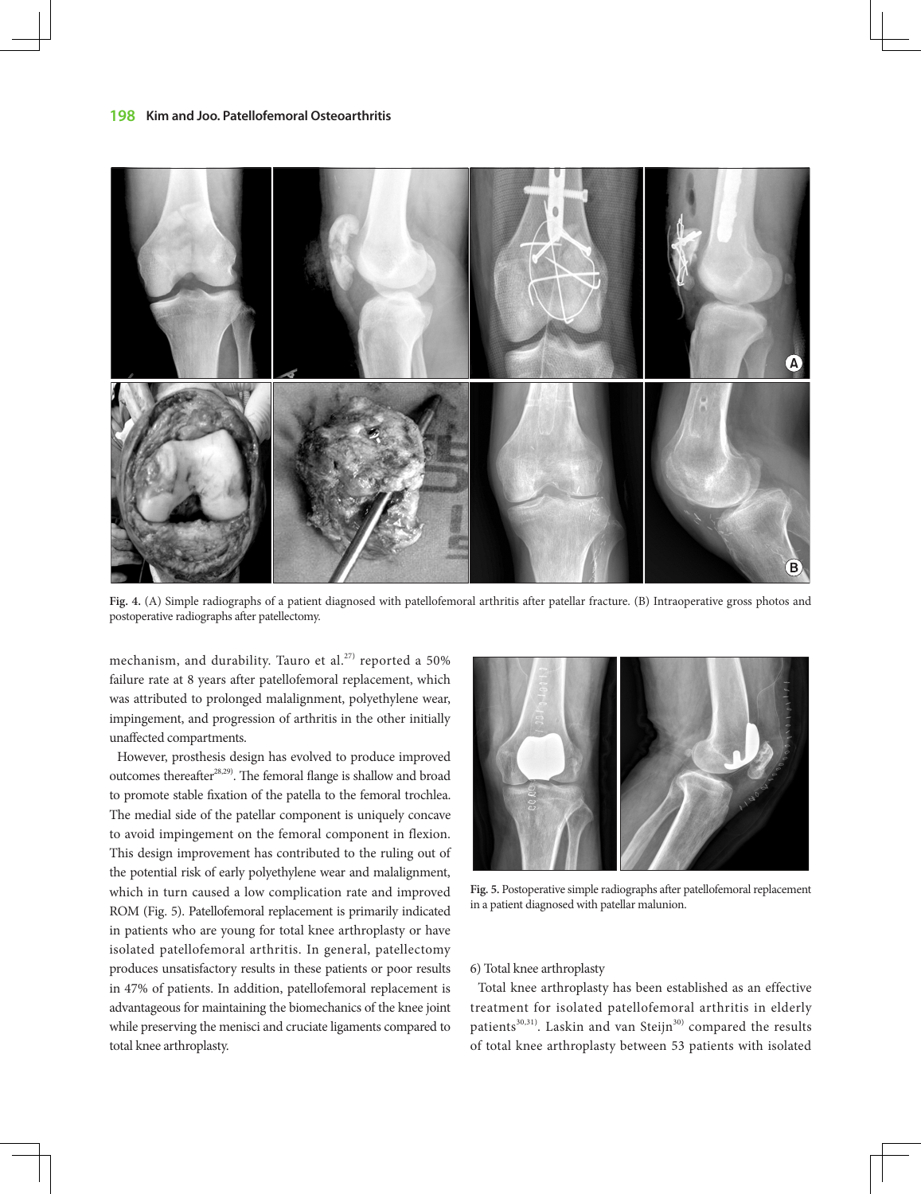Fig. 4. (A) Simple radiographs of a patient diagnosed with patellofemoral arthritis after patellar fracture. (B) Intraoperative gross photos and postoperative radiographs after patellectomy.

mechanism, and durability. Tauro et al.[27] reported a 50% failure rate at 8 years after patellofemoral replacement, which was attributed to prolonged malalignment, polyethylene wear, impingement, and progression of arthritis in the other initially unaffected compartments.

However, prosthesis design has evolved to produce improved outcomes thereafter[28,29]. The femoral flange is shallow and broad to promote stable fixation of the patella to the femoral trochlea. The medial side of the patellar component is uniquely concave to avoid impingement on the femoral component in flexion. This design improvement has contributed to the ruling out of the potential risk of early polyethylene wear and malalignment, which in turn caused a low complication rate and improved ROM (Fig. 5). Patellofemoral replacement is primarily indicated in patients who are young for total knee arthroplasty or have isolated patellofemoral arthritis. In general, patellectomy produces unsatisfactory results in these patients or poor results in 47% of patients. In addition, patellofemoral replacement is advantageous for maintaining the biomechanics of the knee joint while preserving the menisci and cruciate ligaments compared to total knee arthroplasty.

Fig. 5. Postoperative simple radiographs after patellofemoral replacement in a patient diagnosed with patellar malunion.

6) Total knee arthroplasty

Total knee arthroplasty has been established as an effective treatment for isolated patellofemoral arthritis in elderly patients[30,31]. Laskin and van Steijn[30] compared the results of total knee arthroplasty between 53 patients with isolated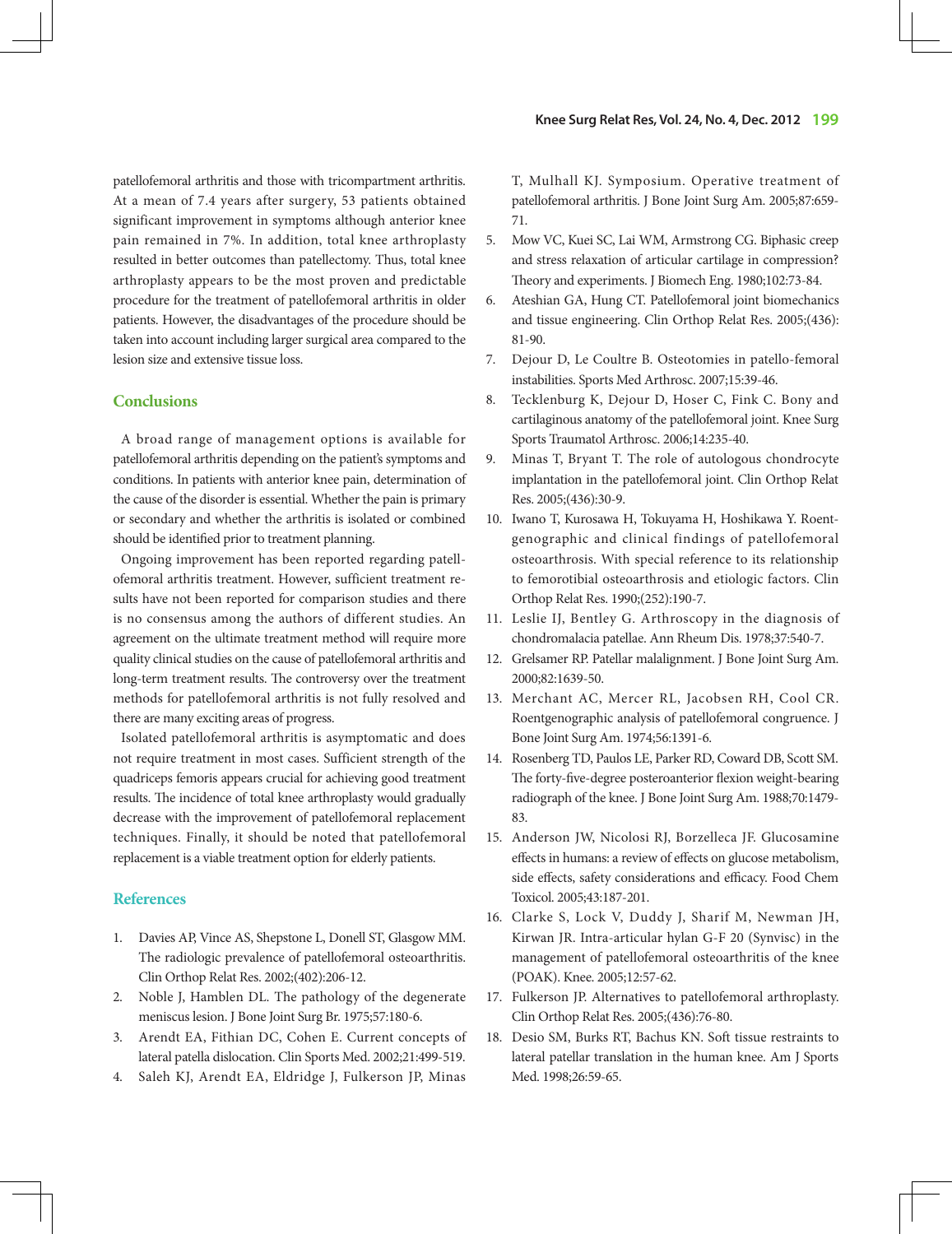patellofemoral arthritis and those with tricompartment arthritis. At a mean of 7.4 years after surgery, 53 patients obtained significant improvement in symptoms although anterior knee pain remained in 7%. In addition, total knee arthroplasty resulted in better outcomes than patellectomy. Thus, total knee arthroplasty appears to be the most proven and predictable procedure for the treatment of patellofemoral arthritis in older patients. However, the disadvantages of the procedure should be taken into account including larger surgical area compared to the lesion size and extensive tissue loss.

## Conclusions

A broad range of management options is available for patellofemoral arthritis depending on the patient's symptoms and conditions. In patients with anterior knee pain, determination of the cause of the disorder is essential. Whether the pain is primary or secondary and whether the arthritis is isolated or combined should be identified prior to treatment planning.

Ongoing improvement has been reported regarding patellofemoral arthritis treatment. However, sufficient treatment results have not been reported for comparison studies and there is no consensus among the authors of different studies. An agreement on the ultimate treatment method will require more quality clinical studies on the cause of patellofemoral arthritis and long-term treatment results. The controversy over the treatment methods for patellofemoral arthritis is not fully resolved and there are many exciting areas of progress.

Isolated patellofemoral arthritis is asymptomatic and does not require treatment in most cases. Sufficient strength of the quadriceps femoris appears crucial for achieving good treatment results. The incidence of total knee arthroplasty would gradually decrease with the improvement of patellofemoral replacement techniques. Finally, it should be noted that patellofemoral replacement is a viable treatment option for elderly patients.

## References

1. Davies AP, Vince AS, Shepstone L, Donell ST, Glasgow MM. The radiologic prevalence of patellofemoral osteoarthritis. Clin Orthop Relat Res. 2002;(402):206-12.
2. Noble J, Hamblen DL. The pathology of the degenerate meniscus lesion. J Bone Joint Surg Br. 1975;57:180-6.
3. Arendt EA, Fithian DC, Cohen E. Current concepts of lateral patella dislocation. Clin Sports Med. 2002;21:499-519.
4. Saleh KJ, Arendt EA, Eldridge J, Fulkerson JP, Minas T, Mulhall KJ. Symposium. Operative treatment of patellofemoral arthritis. J Bone Joint Surg Am. 2005;87:659-71.
5. Mow VC, Kuei SC, Lai WM, Armstrong CG. Biphasic creep and stress relaxation of articular cartilage in compression? Theory and experiments. J Biomech Eng. 1980;102:73-84.
6. Ateshian GA, Hung CT. Patellofemoral joint biomechanics and tissue engineering. Clin Orthop Relat Res. 2005;(436):81-90.
7. Dejour D, Le Coultre B. Osteotomies in patello-femoral instabilities. Sports Med Arthrosc. 2007;15:39-46.
8. Tecklenburg K, Dejour D, Hoser C, Fink C. Bony and cartilaginous anatomy of the patellofemoral joint. Knee Surg Sports Traumatol Arthrosc. 2006;14:235-40.
9. Minas T, Bryant T. The role of autologous chondrocyte implantation in the patellofemoral joint. Clin Orthop Relat Res. 2005;(436):30-9.
10. Iwano T, Kurosawa H, Tokuyama H, Hoshikawa Y. Roentgenographic and clinical findings of patellofemoral osteoarthrosis. With special reference to its relationship to femorotibial osteoarthrosis and etiologic factors. Clin Orthop Relat Res. 1990;(252):190-7.
11. Leslie IJ, Bentley G. Arthroscopy in the diagnosis of chondromalacia patellae. Ann Rheum Dis. 1978;37:540-7.
12. Grelsamer RP. Patellar malalignment. J Bone Joint Surg Am. 2000;82:1639-50.
13. Merchant AC, Mercer RL, Jacobsen RH, Cool CR. Roentgenographic analysis of patellofemoral congruence. J Bone Joint Surg Am. 1974;56:1391-6.
14. Rosenberg TD, Paulos LE, Parker RD, Coward DB, Scott SM. The forty-five-degree posteroanterior flexion weight-bearing radiograph of the knee. J Bone Joint Surg Am. 1988;70:1479-83.
15. Anderson JW, Nicolosi RJ, Borzelleca JF. Glucosamine effects in humans: a review of effects on glucose metabolism, side effects, safety considerations and efficacy. Food Chem Toxicol. 2005;43:187-201.
16. Clarke S, Lock V, Duddy J, Sharif M, Newman JH, Kirwan JR. Intra-articular hylan G-F 20 (Synvisc) in the management of patellofemoral osteoarthritis of the knee (POAK). Knee. 2005;12:57-62.
17. Fulkerson JP. Alternatives to patellofemoral arthroplasty. Clin Orthop Relat Res. 2005;(436):76-80.
18. Desio SM, Burks RT, Bachus KN. Soft tissue restraints to lateral patellar translation in the human knee. Am J Sports Med. 1998;26:59-65.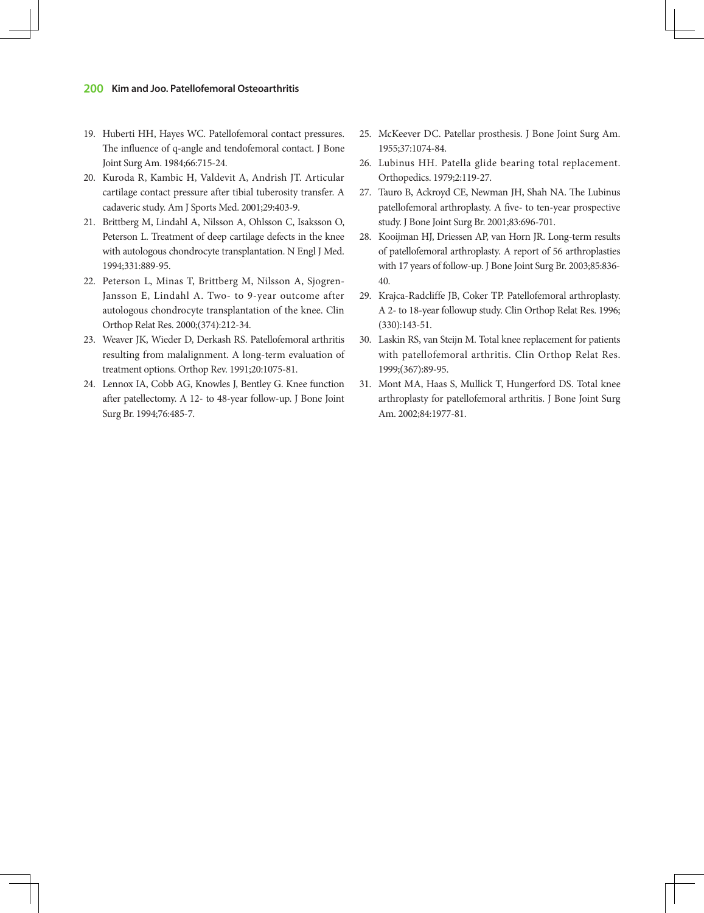19. Huberti HH, Hayes WC. Patellofemoral contact pressures. The influence of q-angle and tendofemoral contact. J Bone Joint Surg Am. 1984;66:715-24.
20. Kuroda R, Kambic H, Valdevit A, Andrish JT. Articular cartilage contact pressure after tibial tuberosity transfer. A cadaveric study. Am J Sports Med. 2001;29:403-9.
21. Brittberg M, Lindahl A, Nilsson A, Ohlsson C, Isaksson O, Peterson L. Treatment of deep cartilage defects in the knee with autologous chondrocyte transplantation. N Engl J Med. 1994;331:889-95.
22. Peterson L, Minas T, Brittberg M, Nilsson A, Sjogren-Jansson E, Lindahl A. Two- to 9-year outcome after autologous chondrocyte transplantation of the knee. Clin Orthop Relat Res. 2000;(374):212-34.
23. Weaver JK, Wieder D, Derkash RS. Patellofemoral arthritis resulting from malalignment. A long-term evaluation of treatment options. Orthop Rev. 1991;20:1075-81.
24. Lennox IA, Cobb AG, Knowles J, Bentley G. Knee function after patellectomy. A 12- to 48-year follow-up. J Bone Joint Surg Br. 1994;76:485-7.
25. McKeever DC. Patellar prosthesis. J Bone Joint Surg Am. 1955;37:1074-84.
26. Lubinus HH. Patella glide bearing total replacement. Orthopedics. 1979;2:119-27.
27. Tauro B, Ackroyd CE, Newman JH, Shah NA. The Lubinus patellofemoral arthroplasty. A five- to ten-year prospective study. J Bone Joint Surg Br. 2001;83:696-701.
28. Kooijman HJ, Driessen AP, van Horn JR. Long-term results of patellofemoral arthroplasty. A report of 56 arthroplasties with 17 years of follow-up. J Bone Joint Surg Br. 2003;85:836-40.
29. Krajca-Radcliffe JB, Coker TP. Patellofemoral arthroplasty. A 2- to 18-year followup study. Clin Orthop Relat Res. 1996;(330):143-51.
30. Laskin RS, van Steijn M. Total knee replacement for patients with patellofemoral arthritis. Clin Orthop Relat Res. 1999;(367):89-95.
31. Mont MA, Haas S, Mullick T, Hungerford DS. Total knee arthroplasty for patellofemoral arthritis. J Bone Joint Surg Am. 2002;84:1977-81.